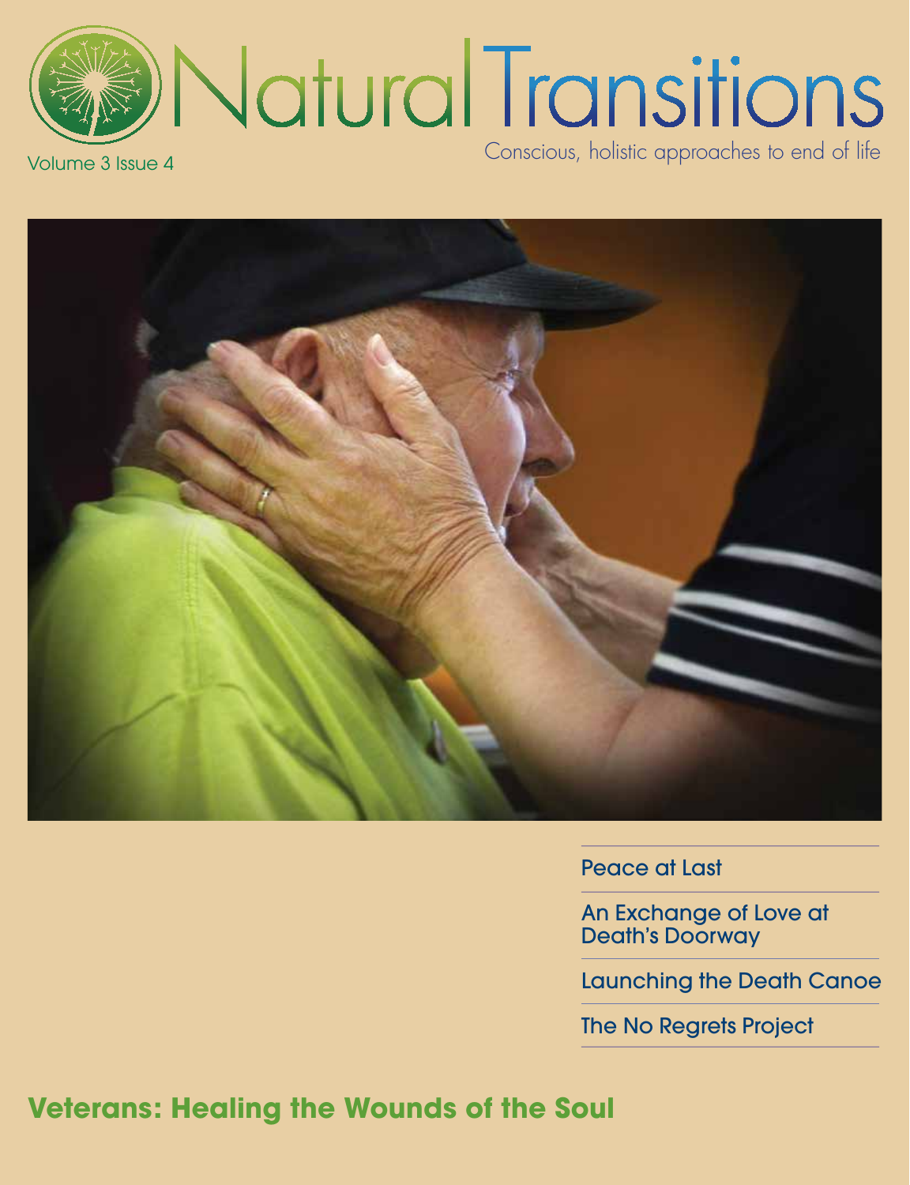# Natural Transitions

Conscious, holistic approaches to end of life

Volume 3 Issue 4

- Peace at Last
- An Exchange of Love at Death's Doorway
- Launching the Death Canoe
- The No Regrets Project

## Veterans: Healing the Wounds of the Soul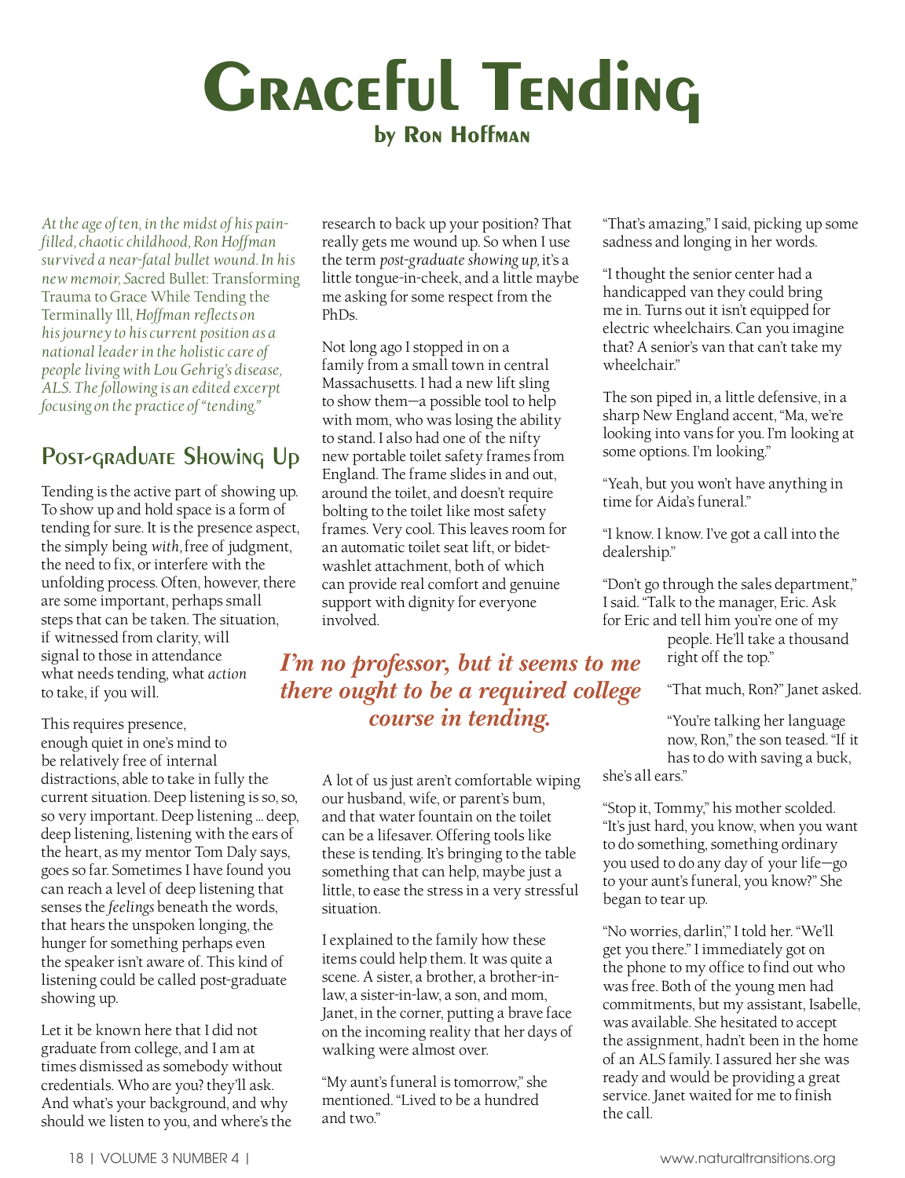# Graceful Tending

### by Ron Hoffman

*At the age of ten, in the midst of his pain-filled, chaotic childhood, Ron Hoffman survived a near-fatal bullet wound. In his new memoir,* Sacred Bullet: Transforming Trauma to Grace While Tending the Terminally Ill, *Hoffman reflects on his journey to his current position as a national leader in the holistic care of people living with Lou Gehrig's disease, ALS. The following is an edited excerpt focusing on the practice of "tending."*

## Post-graduate Showing Up

Tending is the active part of showing up. To show up and hold space is a form of tending for sure. It is the presence aspect, the simply being *with,* free of judgment, the need to fix, or interfere with the unfolding process. Often, however, there are some important, perhaps small steps that can be taken. The situation, if witnessed from clarity, will signal to those in attendance what needs tending, what *action* to take, if you will.

This requires presence, enough quiet in one's mind to be relatively free of internal distractions, able to take in fully the current situation. Deep listening is so, so, so very important. Deep listening … deep, deep listening, listening with the ears of the heart, as my mentor Tom Daly says, goes so far. Sometimes I have found you can reach a level of deep listening that senses the *feelings* beneath the words, that hears the unspoken longing, the hunger for something perhaps even the speaker isn't aware of. This kind of listening could be called post-graduate showing up.

Let it be known here that I did not graduate from college, and I am at times dismissed as somebody without credentials. Who are you? they'll ask. And what's your background, and why should we listen to you, and where's the research to back up your position? That really gets me wound up. So when I use the term *post-graduate showing up,* it's a little tongue-in-cheek, and a little maybe me asking for some respect from the PhDs.

Not long ago I stopped in on a family from a small town in central Massachusetts. I had a new lift sling to show them—a possible tool to help with mom, who was losing the ability to stand. I also had one of the nifty new portable toilet safety frames from England. The frame slides in and out, around the toilet, and doesn't require bolting to the toilet like most safety frames. Very cool. This leaves room for an automatic toilet seat lift, or bidet-washlet attachment, both of which can provide real comfort and genuine support with dignity for everyone involved.

> ***I'm no professor, but it seems to me there ought to be a required college course in tending.***

A lot of us just aren't comfortable wiping our husband, wife, or parent's bum, and that water fountain on the toilet can be a lifesaver. Offering tools like these is tending. It's bringing to the table something that can help, maybe just a little, to ease the stress in a very stressful situation.

I explained to the family how these items could help them. It was quite a scene. A sister, a brother, a brother-in-law, a sister-in-law, a son, and mom, Janet, in the corner, putting a brave face on the incoming reality that her days of walking were almost over.

"My aunt's funeral is tomorrow," she mentioned. "Lived to be a hundred and two."

"That's amazing," I said, picking up some sadness and longing in her words.

"I thought the senior center had a handicapped van they could bring me in. Turns out it isn't equipped for electric wheelchairs. Can you imagine that? A senior's van that can't take my wheelchair."

The son piped in, a little defensive, in a sharp New England accent, "Ma, we're looking into vans for you. I'm looking at some options. I'm looking."

"Yeah, but you won't have anything in time for Aida's funeral."

"I know. I know. I've got a call into the dealership."

"Don't go through the sales department," I said. "Talk to the manager, Eric. Ask for Eric and tell him you're one of my people. He'll take a thousand right off the top."

"That much, Ron?" Janet asked.

"You're talking her language now, Ron," the son teased. "If it has to do with saving a buck, she's all ears."

"Stop it, Tommy," his mother scolded. "It's just hard, you know, when you want to do something, something ordinary you used to do any day of your life—go to your aunt's funeral, you know?" She began to tear up.

"No worries, darlin'," I told her. "We'll get you there." I immediately got on the phone to my office to find out who was free. Both of the young men had commitments, but my assistant, Isabelle, was available. She hesitated to accept the assignment, hadn't been in the home of an ALS family. I assured her she was ready and would be providing a great service. Janet waited for me to finish the call.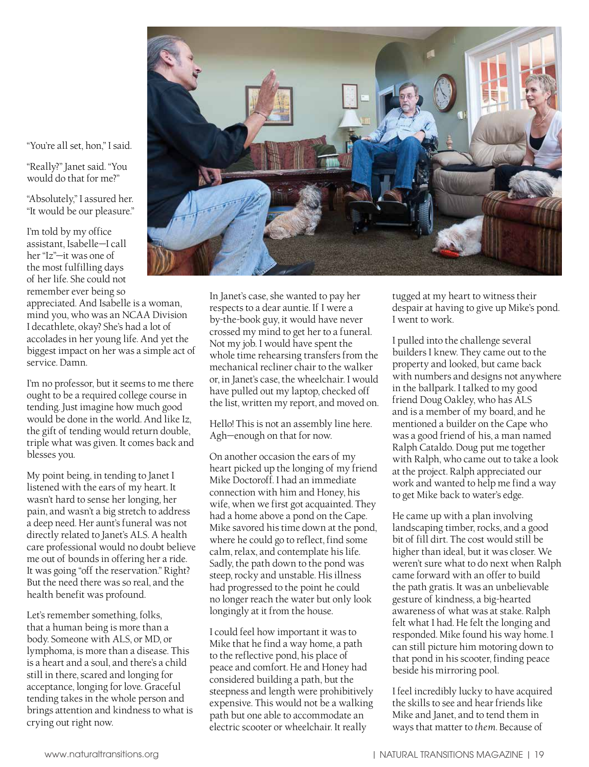"You're all set, hon," I said.

"Really?" Janet said. "You would do that for me?"

"Absolutely," I assured her. "It would be our pleasure."

I'm told by my office assistant, Isabelle—I call her "Iz"—it was one of the most fulfilling days of her life. She could not remember ever being so appreciated. And Isabelle is a woman, mind you, who was an NCAA Division I decathlete, okay? She's had a lot of accolades in her young life. And yet the biggest impact on her was a simple act of service. Damn.

I'm no professor, but it seems to me there ought to be a required college course in tending. Just imagine how much good would be done in the world. And like Iz, the gift of tending would return double, triple what was given. It comes back and blesses you.

My point being, in tending to Janet I listened with the ears of my heart. It wasn't hard to sense her longing, her pain, and wasn't a big stretch to address a deep need. Her aunt's funeral was not directly related to Janet's ALS. A health care professional would no doubt believe me out of bounds in offering her a ride. It was going "off the reservation." Right? But the need there was so real, and the health benefit was profound.

Let's remember something, folks, that a human being is more than a body. Someone with ALS, or MD, or lymphoma, is more than a disease. This is a heart and a soul, and there's a child still in there, scared and longing for acceptance, longing for love. Graceful tending takes in the whole person and brings attention and kindness to what is crying out right now.

In Janet's case, she wanted to pay her respects to a dear auntie. If I were a by-the-book guy, it would have never crossed my mind to get her to a funeral. Not my job. I would have spent the whole time rehearsing transfers from the mechanical recliner chair to the walker or, in Janet's case, the wheelchair. I would have pulled out my laptop, checked off the list, written my report, and moved on.

Hello! This is not an assembly line here. Agh—enough on that for now.

On another occasion the ears of my heart picked up the longing of my friend Mike Doctoroff. I had an immediate connection with him and Honey, his wife, when we first got acquainted. They had a home above a pond on the Cape. Mike savored his time down at the pond, where he could go to reflect, find some calm, relax, and contemplate his life. Sadly, the path down to the pond was steep, rocky and unstable. His illness had progressed to the point he could no longer reach the water but only look longingly at it from the house.

I could feel how important it was to Mike that he find a way home, a path to the reflective pond, his place of peace and comfort. He and Honey had considered building a path, but the steepness and length were prohibitively expensive. This would not be a walking path but one able to accommodate an electric scooter or wheelchair. It really tugged at my heart to witness their despair at having to give up Mike's pond. I went to work.

I pulled into the challenge several builders I knew. They came out to the property and looked, but came back with numbers and designs not anywhere in the ballpark. I talked to my good friend Doug Oakley, who has ALS and is a member of my board, and he mentioned a builder on the Cape who was a good friend of his, a man named Ralph Cataldo. Doug put me together with Ralph, who came out to take a look at the project. Ralph appreciated our work and wanted to help me find a way to get Mike back to water's edge.

He came up with a plan involving landscaping timber, rocks, and a good bit of fill dirt. The cost would still be higher than ideal, but it was closer. We weren't sure what to do next when Ralph came forward with an offer to build the path gratis. It was an unbelievable gesture of kindness, a big-hearted awareness of what was at stake. Ralph felt what I had. He felt the longing and responded. Mike found his way home. I can still picture him motoring down to that pond in his scooter, finding peace beside his mirroring pool.

I feel incredibly lucky to have acquired the skills to see and hear friends like Mike and Janet, and to tend them in ways that matter to *them*. Because of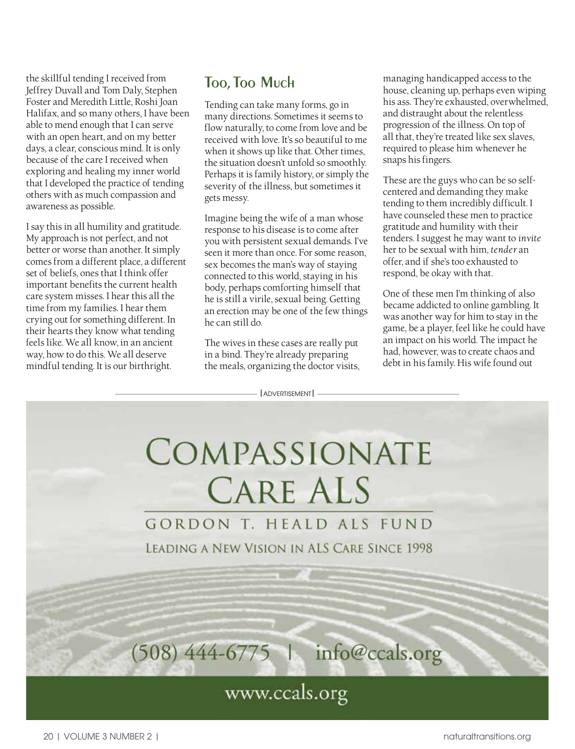the skillful tending I received from Jeffrey Duvall and Tom Daly, Stephen Foster and Meredith Little, Roshi Joan Halifax, and so many others, I have been able to mend enough that I can serve with an open heart, and on my better days, a clear, conscious mind. It is only because of the care I received when exploring and healing my inner world that I developed the practice of tending others with as much compassion and awareness as possible.

I say this in all humility and gratitude. My approach is not perfect, and not better or worse than another. It simply comes from a different place, a different set of beliefs, ones that I think offer important benefits the current health care system misses. I hear this all the time from my families. I hear them crying out for something different. In their hearts they know what tending feels like. We all know, in an ancient way, how to do this. We all deserve mindful tending. It is our birthright.

## Too, Too Much

Tending can take many forms, go in many directions. Sometimes it seems to flow naturally, to come from love and be received with love. It's so beautiful to me when it shows up like that. Other times, the situation doesn't unfold so smoothly. Perhaps it is family history, or simply the severity of the illness, but sometimes it gets messy.

Imagine being the wife of a man whose response to his disease is to come after you with persistent sexual demands. I've seen it more than once. For some reason, sex becomes the man's way of staying connected to this world, staying in his body, perhaps comforting himself that he is still a virile, sexual being. Getting an erection may be one of the few things he can still do.

The wives in these cases are really put in a bind. They're already preparing the meals, organizing the doctor visits, managing handicapped access to the house, cleaning up, perhaps even wiping his ass. They're exhausted, overwhelmed, and distraught about the relentless progression of the illness. On top of all that, they're treated like sex slaves, required to please him whenever he snaps his fingers.

These are the guys who can be so self-centered and demanding they make tending to them incredibly difficult. I have counseled these men to practice gratitude and humility with their tenders. I suggest he may want to *invite* her to be sexual with him, *tender* an offer, and if she's too exhausted to respond, be okay with that.

One of these men I'm thinking of also became addicted to online gambling. It was another way for him to stay in the game, be a player, feel like he could have an impact on his world. The impact he had, however, was to create chaos and debt in his family. His wife found out

ADVERTISEMENT

# Compassionate Care ALS

GORDON T. HEALD ALS FUND

LEADING A NEW VISION IN ALS CARE SINCE 1998

(508) 444-6775 | info@ccals.org

www.ccals.org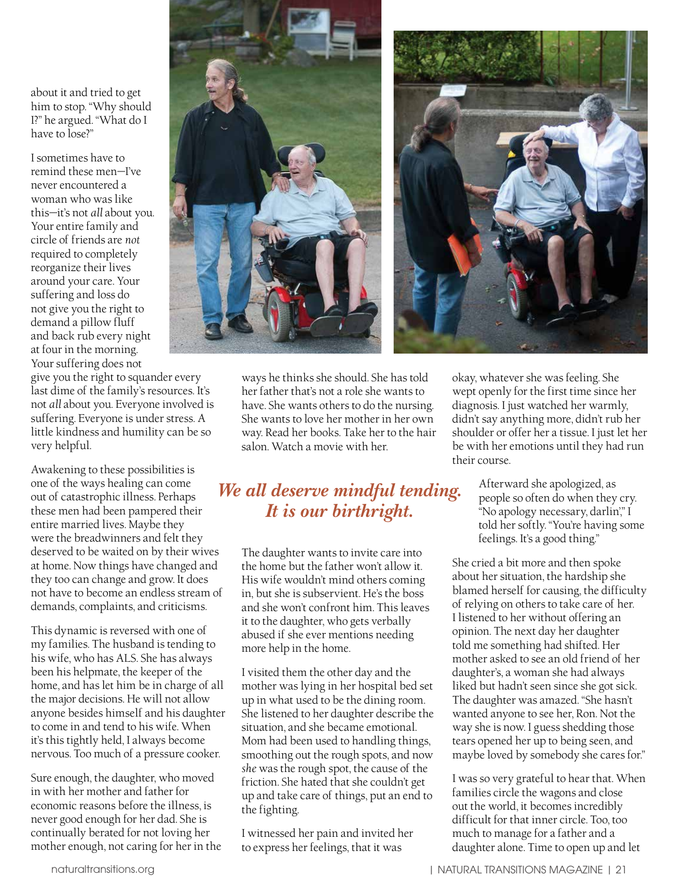about it and tried to get him to stop. "Why should I?" he argued. "What do I have to lose?"

I sometimes have to remind these men—I've never encountered a woman who was like this—it's not *all* about you. Your entire family and circle of friends are *not* required to completely reorganize their lives around your care. Your suffering and loss do not give you the right to demand a pillow fluff and back rub every night at four in the morning. Your suffering does not give you the right to squander every last dime of the family's resources. It's not *all* about you. Everyone involved is suffering. Everyone is under stress. A little kindness and humility can be so very helpful.

Awakening to these possibilities is one of the ways healing can come out of catastrophic illness. Perhaps these men had been pampered their entire married lives. Maybe they were the breadwinners and felt they deserved to be waited on by their wives at home. Now things have changed and they too can change and grow. It does not have to become an endless stream of demands, complaints, and criticisms.

This dynamic is reversed with one of my families. The husband is tending to his wife, who has ALS. She has always been his helpmate, the keeper of the home, and has let him be in charge of all the major decisions. He will not allow anyone besides himself and his daughter to come in and tend to his wife. When it's this tightly held, I always become nervous. Too much of a pressure cooker.

Sure enough, the daughter, who moved in with her mother and father for economic reasons before the illness, is never good enough for her dad. She is continually berated for not loving her mother enough, not caring for her in the ways he thinks she should. She has told her father that's not a role she wants to have. She wants others to do the nursing. She wants to love her mother in her own way. Read her books. Take her to the hair salon. Watch a movie with her.

***We all deserve mindful tending. It is our birthright.***

The daughter wants to invite care into the home but the father won't allow it. His wife wouldn't mind others coming in, but she is subservient. He's the boss and she won't confront him. This leaves it to the daughter, who gets verbally abused if she ever mentions needing more help in the home.

I visited them the other day and the mother was lying in her hospital bed set up in what used to be the dining room. She listened to her daughter describe the situation, and she became emotional. Mom had been used to handling things, smoothing out the rough spots, and now *she* was the rough spot, the cause of the friction. She hated that she couldn't get up and take care of things, put an end to the fighting.

I witnessed her pain and invited her to express her feelings, that it was okay, whatever she was feeling. She wept openly for the first time since her diagnosis. I just watched her warmly, didn't say anything more, didn't rub her shoulder or offer her a tissue. I just let her be with her emotions until they had run their course.

Afterward she apologized, as people so often do when they cry. "No apology necessary, darlin'," I told her softly. "You're having some feelings. It's a good thing."

She cried a bit more and then spoke about her situation, the hardship she blamed herself for causing, the difficulty of relying on others to take care of her. I listened to her without offering an opinion. The next day her daughter told me something had shifted. Her mother asked to see an old friend of her daughter's, a woman she had always liked but hadn't seen since she got sick. The daughter was amazed. "She hasn't wanted anyone to see her, Ron. Not the way she is now. I guess shedding those tears opened her up to being seen, and maybe loved by somebody she cares for."

I was so very grateful to hear that. When families circle the wagons and close out the world, it becomes incredibly difficult for that inner circle. Too, too much to manage for a father and a daughter alone. Time to open up and let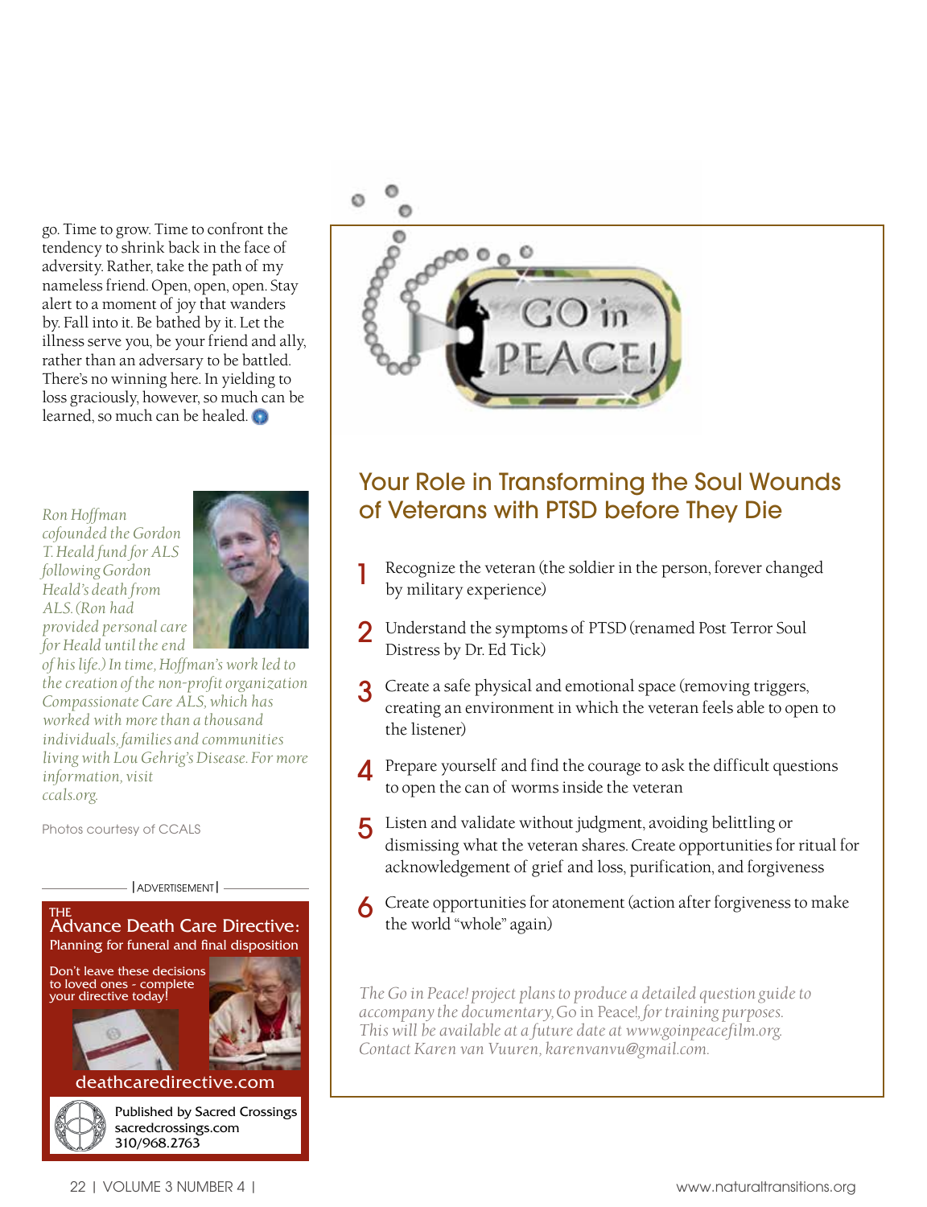go. Time to grow. Time to confront the tendency to shrink back in the face of adversity. Rather, take the path of my nameless friend. Open, open, open. Stay alert to a moment of joy that wanders by. Fall into it. Be bathed by it. Let the illness serve you, be your friend and ally, rather than an adversary to be battled. There's no winning here. In yielding to loss graciously, however, so much can be learned, so much can be healed.

*Ron Hoffman cofounded the Gordon T. Heald fund for ALS following Gordon Heald's death from ALS. (Ron had provided personal care for Heald until the end of his life.) In time, Hoffman's work led to the creation of the non-profit organization Compassionate Care ALS, which has worked with more than a thousand individuals, families and communities living with Lou Gehrig's Disease. For more information, visit ccals.org.*

Photos courtesy of CCALS

| ADVERTISEMENT |

THE
Advance Death Care Directive:
Planning for funeral and final disposition

Don't leave these decisions to loved ones - complete your directive today!

deathcaredirective.com

Published by Sacred Crossings
sacredcrossings.com
310/968.2763

GO in PEACE!

## Your Role in Transforming the Soul Wounds of Veterans with PTSD before They Die

1. Recognize the veteran (the soldier in the person, forever changed by military experience)
2. Understand the symptoms of PTSD (renamed Post Terror Soul Distress by Dr. Ed Tick)
3. Create a safe physical and emotional space (removing triggers, creating an environment in which the veteran feels able to open to the listener)
4. Prepare yourself and find the courage to ask the difficult questions to open the can of worms inside the veteran
5. Listen and validate without judgment, avoiding belittling or dismissing what the veteran shares. Create opportunities for ritual for acknowledgement of grief and loss, purification, and forgiveness
6. Create opportunities for atonement (action after forgiveness to make the world "whole" again)

*The Go in Peace! project plans to produce a detailed question guide to accompany the documentary,* Go in Peace!, *for training purposes. This will be available at a future date at www.goinpeacefilm.org. Contact Karen van Vuuren, karenvanvu@gmail.com.*